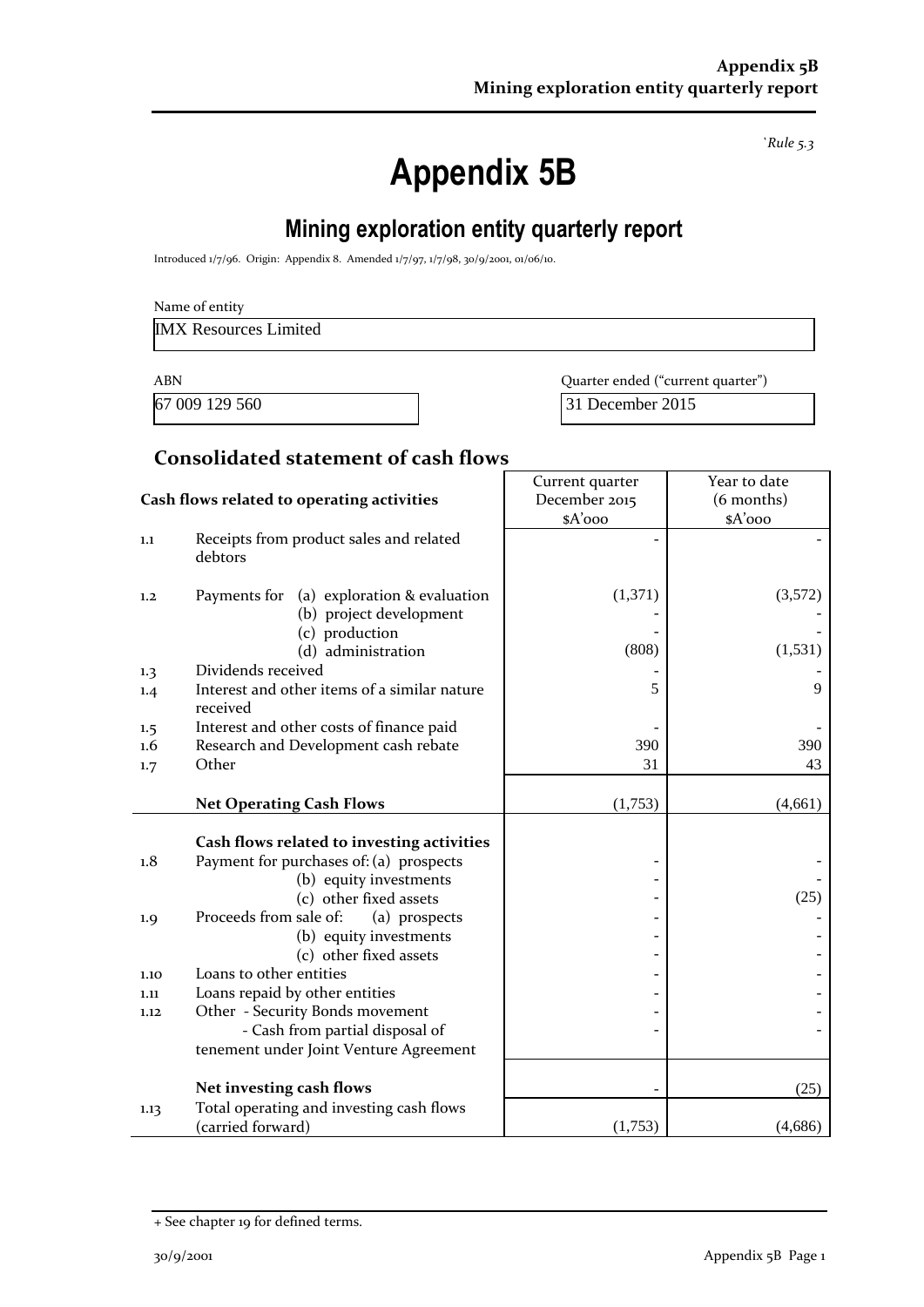*`Rule 5.3*

# Appendix 5B

## Mining exploration entity quarterly report

Introduced 1/7/96. Origin: Appendix 8. Amended 1/7/97, 1/7/98, 30/9/2001, 01/06/10.

Name of entity

IMX Resources Limited

| ABN | Quarter ended ("current quarter") |
|---|---|
| 67 009 129 560 | 31 December 2015 |

## Consolidated statement of cash flows

| | Cash flows related to operating activities | Current quarter December 2015 $A'000 | Year to date (6 months) $A'000 |
|---|---|---|---|
| 1.1 | Receipts from product sales and related debtors | - | - |
| 1.2 | Payments for (a) exploration & evaluation | (1,371) | (3,572) |
| | (b) project development | - | - |
| | (c) production | - | - |
| | (d) administration | (808) | (1,531) |
| 1.3 | Dividends received | - | - |
| 1.4 | Interest and other items of a similar nature received | 5 | 9 |
| 1.5 | Interest and other costs of finance paid | - | - |
| 1.6 | Research and Development cash rebate | 390 | 390 |
| 1.7 | Other | 31 | 43 |
| | **Net Operating Cash Flows** | (1,753) | (4,661) |
| | **Cash flows related to investing activities** | | |
| 1.8 | Payment for purchases of: (a) prospects | - | - |
| | (b) equity investments | - | - |
| | (c) other fixed assets | - | (25) |
| 1.9 | Proceeds from sale of: (a) prospects | - | - |
| | (b) equity investments | - | - |
| | (c) other fixed assets | - | - |
| 1.10 | Loans to other entities | - | - |
| 1.11 | Loans repaid by other entities | - | - |
| 1.12 | Other - Security Bonds movement | - | - |
| | - Cash from partial disposal of tenement under Joint Venture Agreement | - | - |
| | **Net investing cash flows** | - | (25) |
| 1.13 | Total operating and investing cash flows (carried forward) | (1,753) | (4,686) |

+ See chapter 19 for defined terms.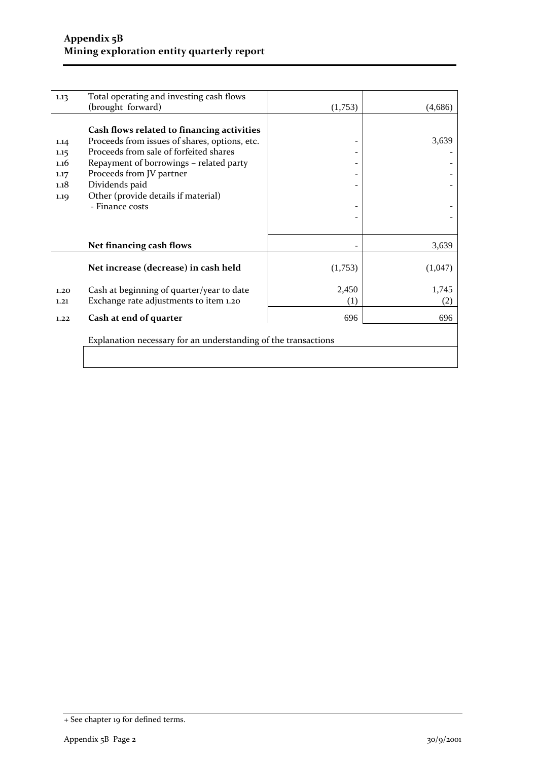| | | | |
|---|---|---|---|
| 1.13 | Total operating and investing cash flows (brought forward) | (1,753) | (4,686) |
| | **Cash flows related to financing activities** | | |
| 1.14 | Proceeds from issues of shares, options, etc. | - | 3,639 |
| 1.15 | Proceeds from sale of forfeited shares | - | - |
| 1.16 | Repayment of borrowings – related party | - | - |
| 1.17 | Proceeds from JV partner | - | - |
| 1.18 | Dividends paid | - | - |
| 1.19 | Other (provide details if material) | | |
| | - Finance costs | - | - |
| | | - | - |
| | **Net financing cash flows** | - | 3,639 |
| | **Net increase (decrease) in cash held** | (1,753) | (1,047) |
| 1.20 | Cash at beginning of quarter/year to date | 2,450 | 1,745 |
| 1.21 | Exchange rate adjustments to item 1.20 | (1) | (2) |
| 1.22 | **Cash at end of quarter** | 696 | 696 |

Explanation necessary for an understanding of the transactions

+ See chapter 19 for defined terms.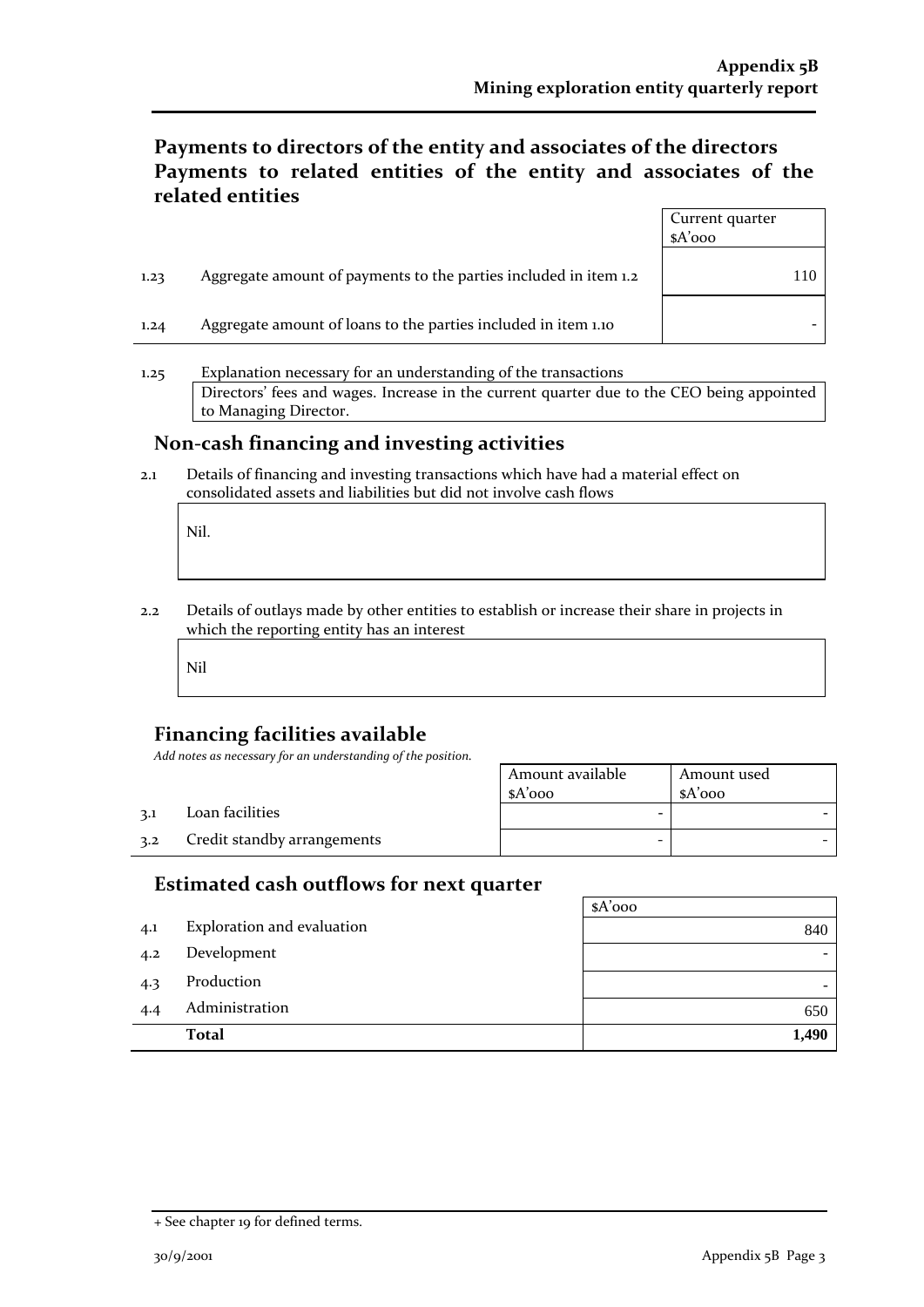## Payments to directors of the entity and associates of the directors
## Payments to related entities of the entity and associates of the related entities

| | | Current quarter $A'000 |
|---|---|---|
| 1.23 | Aggregate amount of payments to the parties included in item 1.2 | 110 |
| 1.24 | Aggregate amount of loans to the parties included in item 1.10 | - |

1.25 Explanation necessary for an understanding of the transactions

Directors' fees and wages. Increase in the current quarter due to the CEO being appointed to Managing Director.

## Non-cash financing and investing activities

2.1 Details of financing and investing transactions which have had a material effect on consolidated assets and liabilities but did not involve cash flows

Nil.

2.2 Details of outlays made by other entities to establish or increase their share in projects in which the reporting entity has an interest

Nil

## Financing facilities available

*Add notes as necessary for an understanding of the position.*

| | | Amount available $A'000 | Amount used $A'000 |
|---|---|---|---|
| 3.1 | Loan facilities | - | - |
| 3.2 | Credit standby arrangements | - | - |

## Estimated cash outflows for next quarter

| | | $A'000 |
|---|---|---|
| 4.1 | Exploration and evaluation | 840 |
| 4.2 | Development | - |
| 4.3 | Production | - |
| 4.4 | Administration | 650 |
| | **Total** | **1,490** |

+ See chapter 19 for defined terms.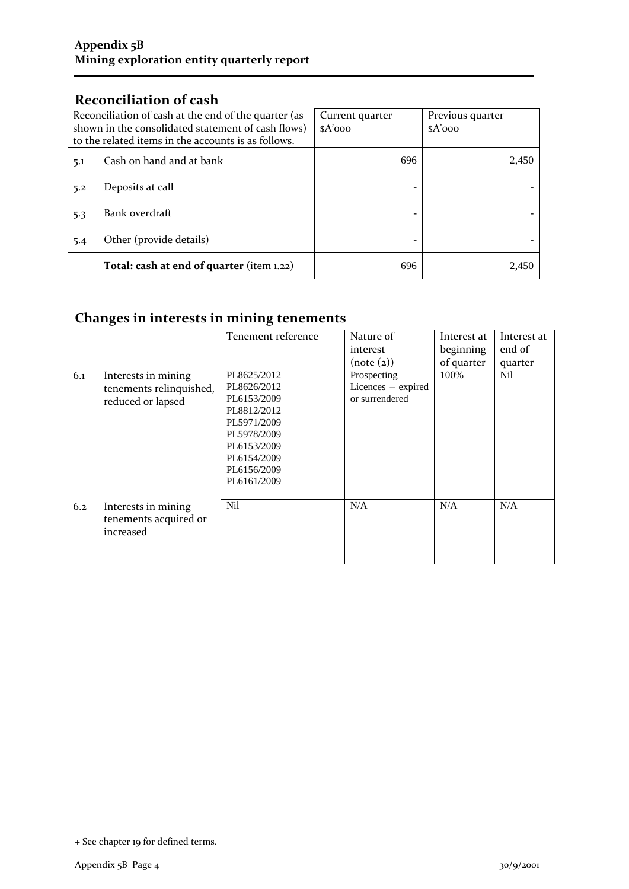**Appendix 5B**
**Mining exploration entity quarterly report**

## Reconciliation of cash

| | Reconciliation of cash at the end of the quarter (as shown in the consolidated statement of cash flows) to the related items in the accounts is as follows. | Current quarter $A'000 | Previous quarter $A'000 |
|---|---|---|---|
| 5.1 | Cash on hand and at bank | 696 | 2,450 |
| 5.2 | Deposits at call | - | - |
| 5.3 | Bank overdraft | - | - |
| 5.4 | Other (provide details) | - | - |
| | **Total: cash at end of quarter** (item 1.22) | 696 | 2,450 |

## Changes in interests in mining tenements

| | | Tenement reference | Nature of interest (note (2)) | Interest at beginning of quarter | Interest at end of quarter |
|---|---|---|---|---|---|
| 6.1 | Interests in mining tenements relinquished, reduced or lapsed | PL8625/2012<br>PL8626/2012<br>PL6153/2009<br>PL8812/2012<br>PL5971/2009<br>PL5978/2009<br>PL6153/2009<br>PL6154/2009<br>PL6156/2009<br>PL6161/2009 | Prospecting Licences – expired or surrendered | 100% | Nil |
| 6.2 | Interests in mining tenements acquired or increased | Nil | N/A | N/A | N/A |

+ See chapter 19 for defined terms.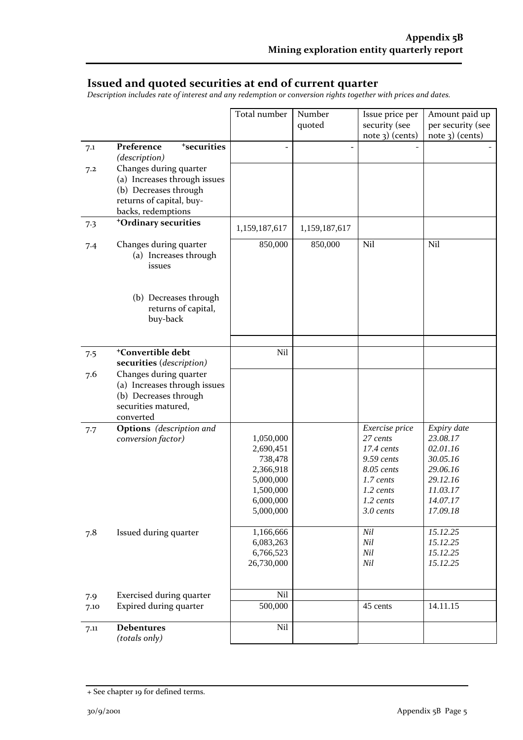## Issued and quoted securities at end of current quarter

*Description includes rate of interest and any redemption or conversion rights together with prices and dates.*

| | | Total number | Number quoted | Issue price per security (see note 3) (cents) | Amount paid up per security (see note 3) (cents) |
|---|---|---|---|---|---|
| 7.1 | **Preference +securities** *(description)* | - | - | - | - |
| 7.2 | Changes during quarter (a) Increases through issues (b) Decreases through returns of capital, buy-backs, redemptions | | | | |
| 7.3 | **+Ordinary securities** | 1,159,187,617 | 1,159,187,617 | | |
| 7.4 | Changes during quarter (a) Increases through issues (b) Decreases through returns of capital, buy-back | 850,000 | 850,000 | Nil | Nil |
| 7.5 | **+Convertible debt securities** *(description)* | Nil | | | |
| 7.6 | Changes during quarter (a) Increases through issues (b) Decreases through securities matured, converted | | | | |
| 7.7 | **Options** *(description and conversion factor)* | 1,050,000<br>2,690,451<br>738,478<br>2,366,918<br>5,000,000<br>1,500,000<br>6,000,000<br>5,000,000 | | *Exercise price*<br>*27 cents*<br>*17.4 cents*<br>*9.59 cents*<br>*8.05 cents*<br>*1.7 cents*<br>*1.2 cents*<br>*1.2 cents*<br>*3.0 cents* | *Expiry date*<br>*23.08.17*<br>*02.01.16*<br>*30.05.16*<br>*29.06.16*<br>*29.12.16*<br>*11.03.17*<br>*14.07.17*<br>*17.09.18* |
| 7.8 | Issued during quarter | 1,166,666<br>6,083,263<br>6,766,523<br>26,730,000 | | *Nil*<br>*Nil*<br>*Nil*<br>*Nil* | *15.12.25*<br>*15.12.25*<br>*15.12.25*<br>*15.12.25* |
| 7.9 | Exercised during quarter | Nil | | | |
| 7.10 | Expired during quarter | 500,000 | | 45 cents | 14.11.15 |
| 7.11 | **Debentures** *(totals only)* | Nil | | | |

+ See chapter 19 for defined terms.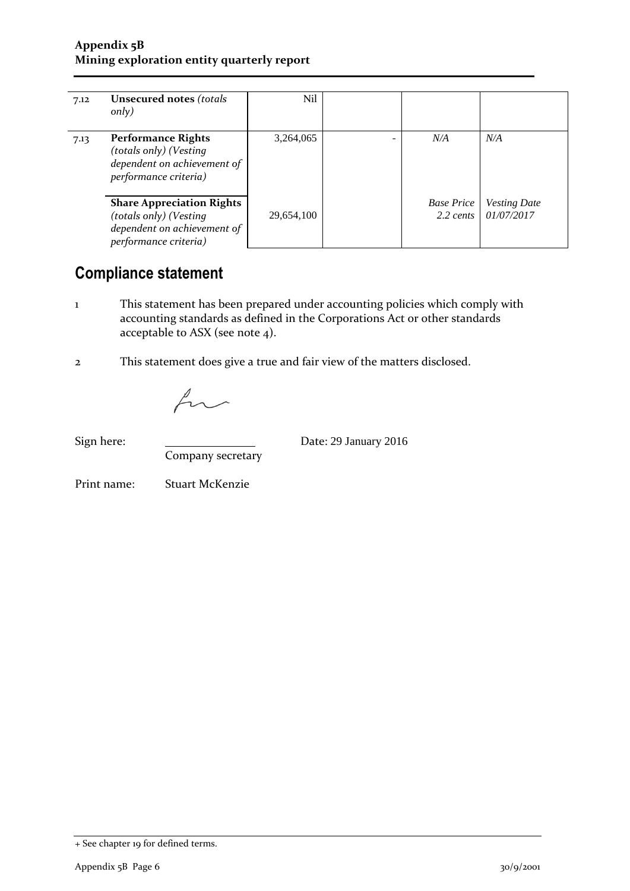| | | | | | |
|---|---|---|---|---|---|
| 7.12 | **Unsecured notes** *(totals only)* | Nil | | | |
| 7.13 | **Performance Rights** *(totals only) (Vesting dependent on achievement of performance criteria)* | 3,264,065 | - | *N/A* | *N/A* |
| | **Share Appreciation Rights** *(totals only) (Vesting dependent on achievement of performance criteria)* | 29,654,100 | | *Base Price 2.2 cents* | *Vesting Date 01/07/2017* |

## Compliance statement

1 This statement has been prepared under accounting policies which comply with accounting standards as defined in the Corporations Act or other standards acceptable to ASX (see note 4).

2 This statement does give a true and fair view of the matters disclosed.

Sign here: ______________ Date: 29 January 2016

Company secretary

Print name: Stuart McKenzie

+ See chapter 19 for defined terms.